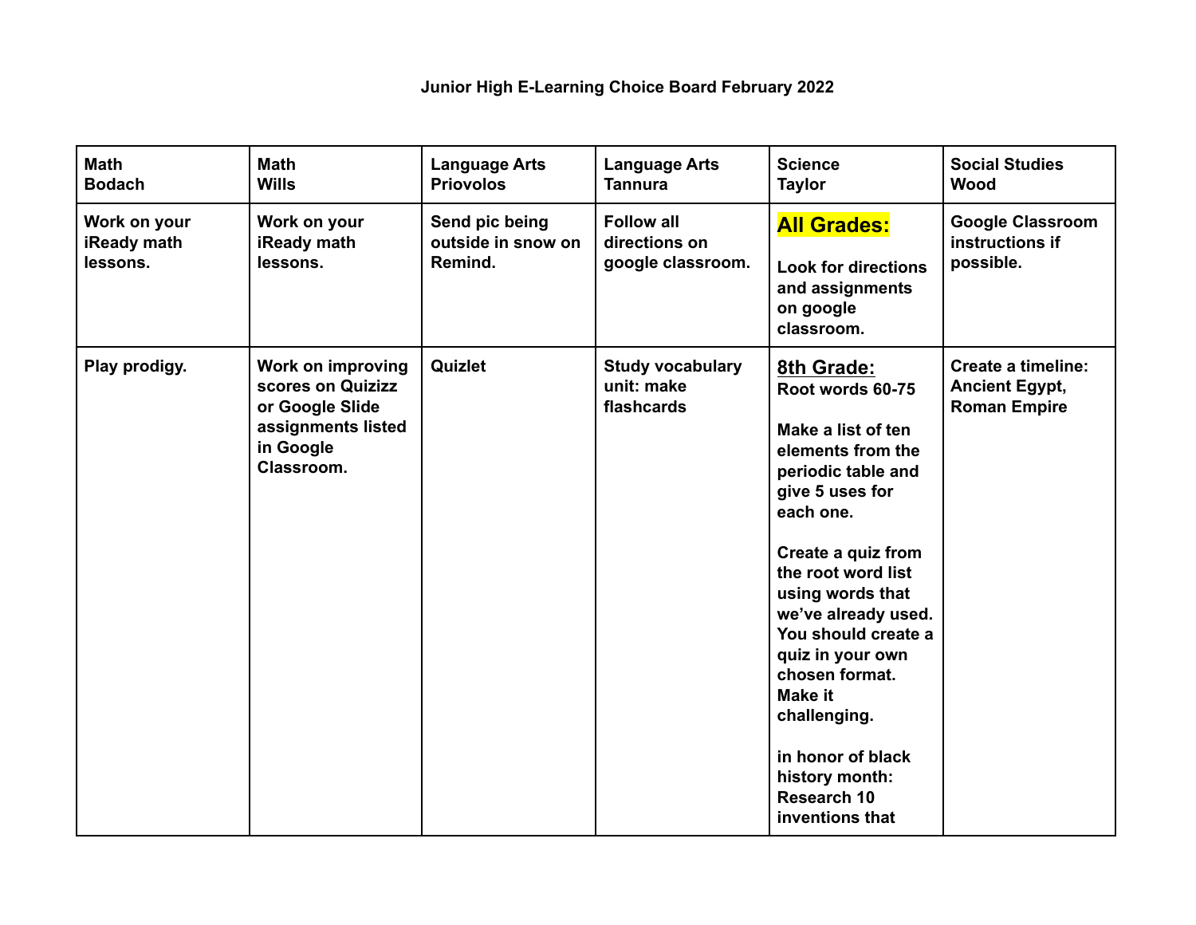**Junior High E-Learning Choice Board February 2022**

| Math<br>Bodach | Math<br>Wills | Language Arts<br>Priovolos | Language Arts<br>Tannura | Science<br>Taylor | Social Studies<br>Wood |
|---|---|---|---|---|---|
| Work on your iReady math lessons. | Work on your iReady math lessons. | Send pic being outside in snow on Remind. | Follow all directions on google classroom. | **All Grades:**<br><br>Look for directions and assignments on google classroom. | Google Classroom instructions if possible. |
| Play prodigy. | Work on improving scores on Quizizz or Google Slide assignments listed in Google Classroom. | Quizlet | Study vocabulary unit: make flashcards | **8th Grade:**<br>Root words 60-75<br><br>Make a list of ten elements from the periodic table and give 5 uses for each one.<br><br>Create a quiz from the root word list using words that we've already used. You should create a quiz in your own chosen format. Make it challenging.<br><br>in honor of black history month: Research 10 inventions that | Create a timeline: Ancient Egypt, Roman Empire |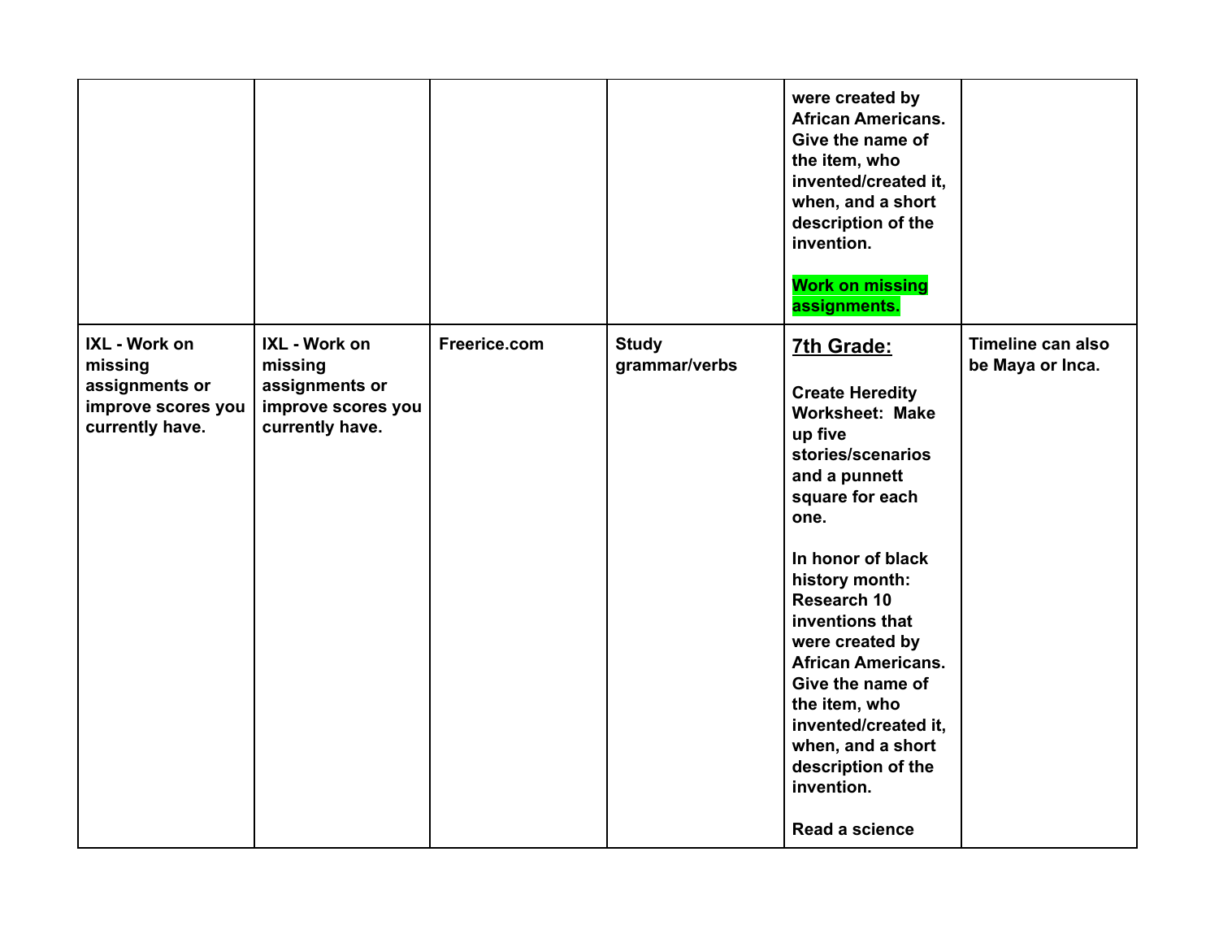| | | | | | |
|---|---|---|---|---|---|
| | | | | **were created by African Americans. Give the name of the item, who invented/created it, when, and a short description of the invention.**<br><br>**Work on missing assignments.** | |
| **IXL - Work on missing assignments or improve scores you currently have.** | **IXL - Work on missing assignments or improve scores you currently have.** | **Freerice.com** | **Study grammar/verbs** | **<u>7th Grade:</u>**<br><br>**Create Heredity Worksheet: Make up five stories/scenarios and a punnett square for each one.**<br><br>**In honor of black history month: Research 10 inventions that were created by African Americans. Give the name of the item, who invented/created it, when, and a short description of the invention.**<br><br>**Read a science** | **Timeline can also be Maya or Inca.** |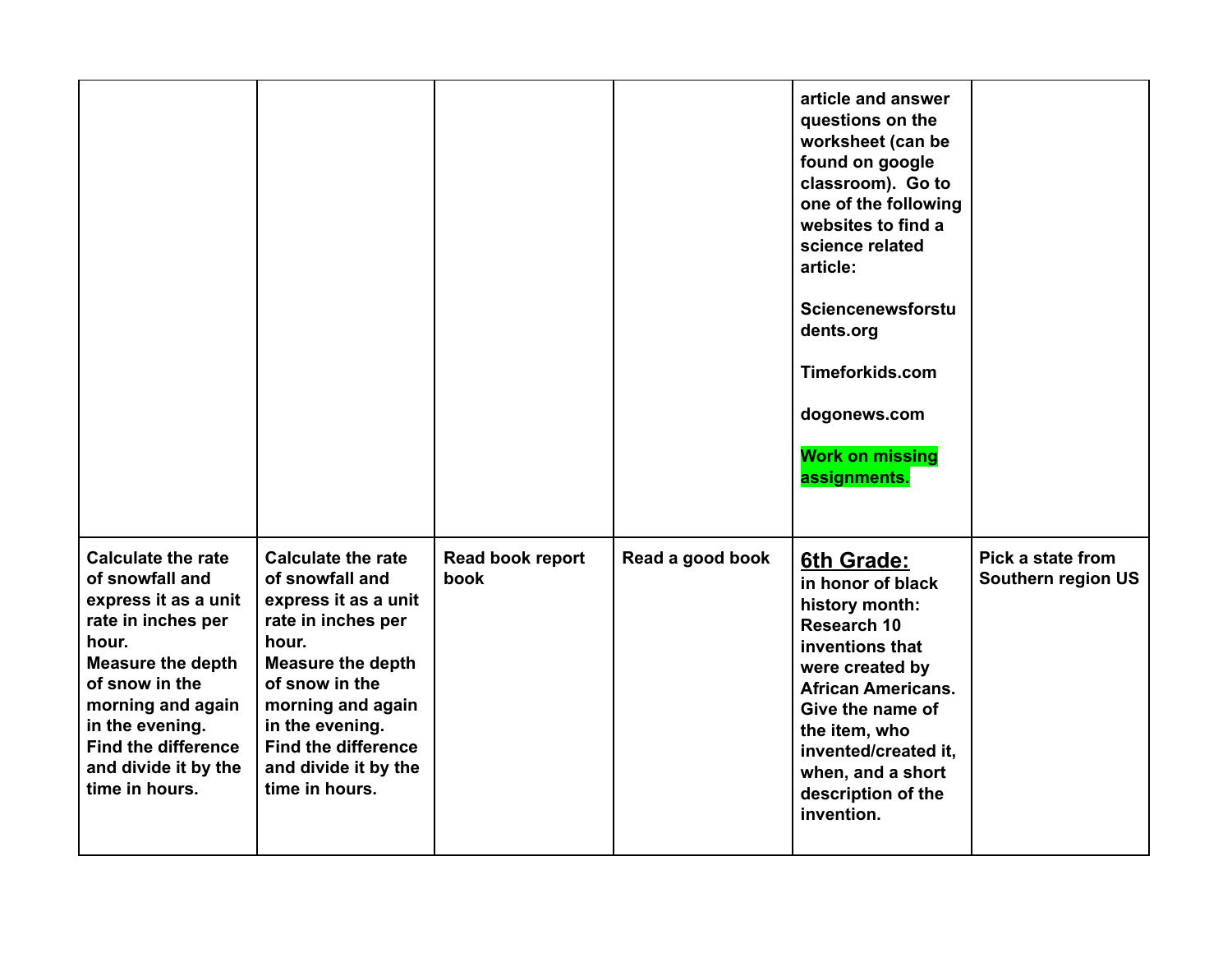| | | | | | |
|---|---|---|---|---|---|
| | | | | **article and answer questions on the worksheet (can be found on google classroom). Go to one of the following websites to find a science related article:**<br><br>**Sciencenewsforstudents.org**<br><br>**Timeforkids.com**<br><br>**dogonews.com**<br><br>**Work on missing assignments.** | |
| **Calculate the rate of snowfall and express it as a unit rate in inches per hour. Measure the depth of snow in the morning and again in the evening. Find the difference and divide it by the time in hours.** | **Calculate the rate of snowfall and express it as a unit rate in inches per hour. Measure the depth of snow in the morning and again in the evening. Find the difference and divide it by the time in hours.** | **Read book report book** | **Read a good book** | **6th Grade:**<br>**in honor of black history month: Research 10 inventions that were created by African Americans. Give the name of the item, who invented/created it, when, and a short description of the invention.** | **Pick a state from Southern region US** |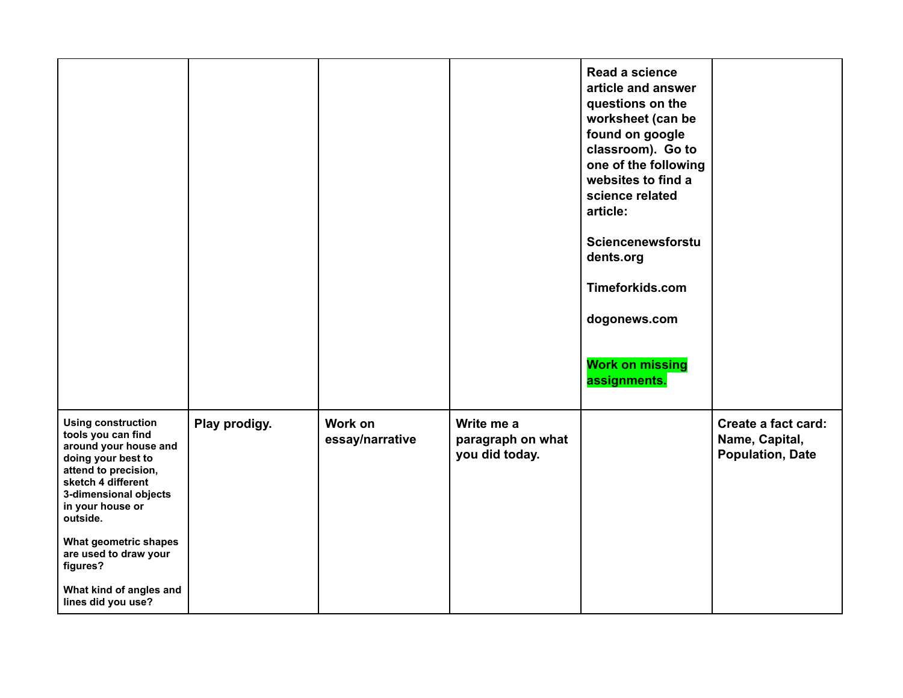| | | | | | |
|---|---|---|---|---|---|
| | | | | **Read a science article and answer questions on the worksheet (can be found on google classroom). Go to one of the following websites to find a science related article:**<br><br>**Sciencenewsforstudents.org**<br><br>**Timeforkids.com**<br><br>**dogonews.com**<br><br>**Work on missing assignments.** | |
| **Using construction tools you can find around your house and doing your best to attend to precision, sketch 4 different 3-dimensional objects in your house or outside.**<br><br>**What geometric shapes are used to draw your figures?**<br><br>**What kind of angles and lines did you use?** | **Play prodigy.** | **Work on essay/narrative** | **Write me a paragraph on what you did today.** | | **Create a fact card: Name, Capital, Population, Date** |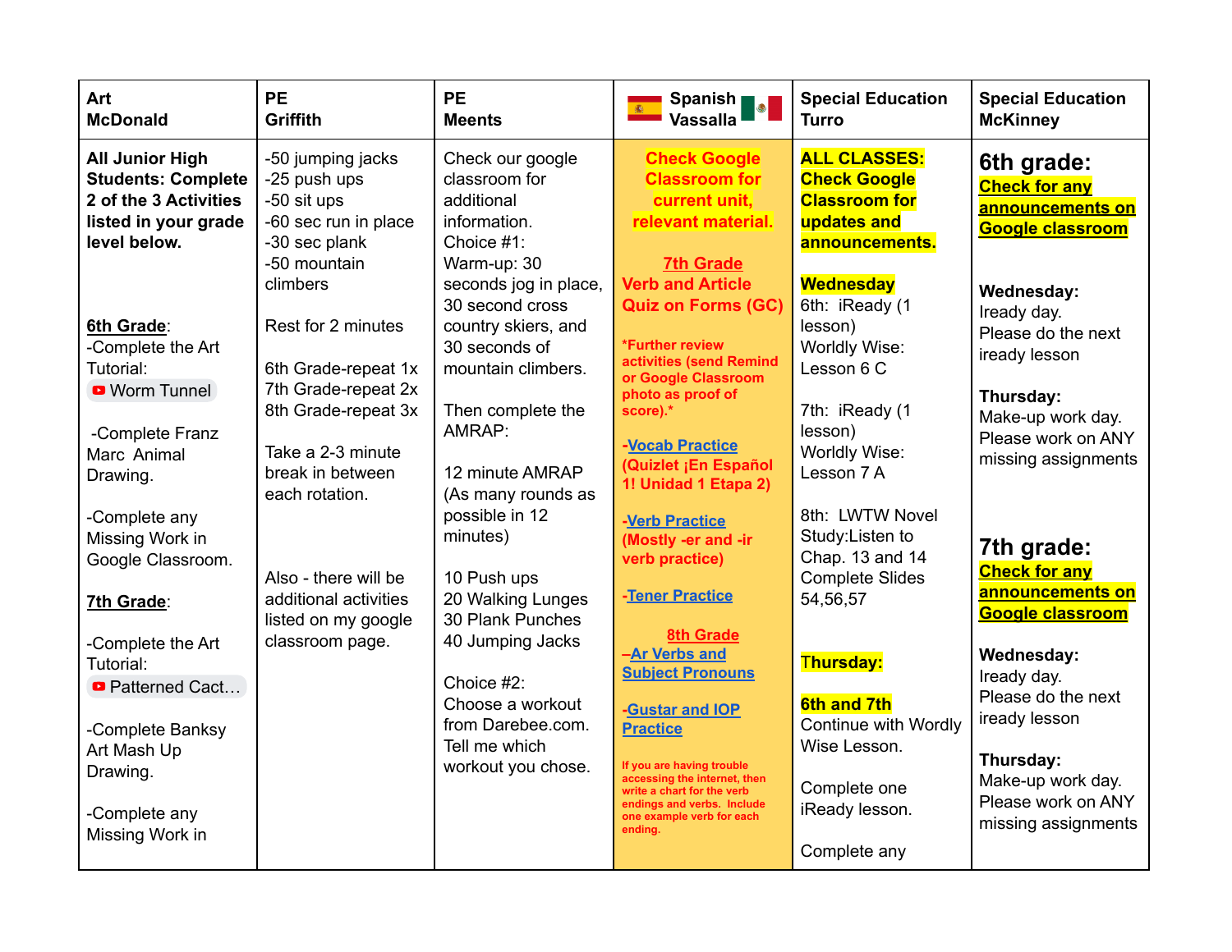| Art McDonald | PE Griffith | PE Meents | Spanish Vassalla | Special Education Turro | Special Education McKinney |
|---|---|---|---|---|---|
| **All Junior High Students: Complete 2 of the 3 Activities listed in your grade level below.**<br><br>**6th Grade**:<br>-Complete the Art Tutorial:<br>Worm Tunnel<br><br>-Complete Franz Marc Animal Drawing.<br><br>-Complete any Missing Work in Google Classroom.<br><br>**7th Grade**:<br><br>-Complete the Art Tutorial:<br>Patterned Cact…<br><br>-Complete Banksy Art Mash Up Drawing.<br><br>-Complete any Missing Work in | -50 jumping jacks<br>-25 push ups<br>-50 sit ups<br>-60 sec run in place<br>-30 sec plank<br>-50 mountain climbers<br><br>Rest for 2 minutes<br><br>6th Grade-repeat 1x<br>7th Grade-repeat 2x<br>8th Grade-repeat 3x<br><br>Take a 2-3 minute break in between each rotation.<br><br>Also - there will be additional activities listed on my google classroom page. | Check our google classroom for additional information.<br>Choice #1:<br>Warm-up: 30 seconds jog in place, 30 second cross country skiers, and 30 seconds of mountain climbers.<br><br>Then complete the AMRAP:<br><br>12 minute AMRAP (As many rounds as possible in 12 minutes)<br><br>10 Push ups<br>20 Walking Lunges<br>30 Plank Punches<br>40 Jumping Jacks<br><br>Choice #2:<br>Choose a workout from Darebee.com. Tell me which workout you chose. | **Check Google Classroom for current unit, relevant material.**<br><br>**7th Grade**<br>**Verb and Article Quiz on Forms (GC)**<br><br>***Further review activities (send Remind or Google Classroom photo as proof of score).***<br><br>**-Vocab Practice (Quizlet ¡En Español 1! Unidad 1 Etapa 2)**<br><br>**-Verb Practice (Mostly -er and -ir verb practice)**<br><br>**-Tener Practice**<br><br>**8th Grade**<br>**–Ar Verbs and Subject Pronouns**<br><br>**-Gustar and IOP Practice**<br><br>**If you are having trouble accessing the internet, then write a chart for the verb endings and verbs. Include one example verb for each ending.** | **ALL CLASSES: Check Google Classroom for updates and announcements.**<br><br>**Wednesday**<br>6th: iReady (1 lesson)<br>Worldly Wise: Lesson 6 C<br><br>7th: iReady (1 lesson)<br>Worldly Wise: Lesson 7 A<br><br>8th: LWTW Novel Study:Listen to Chap. 13 and 14 Complete Slides 54,56,57<br><br>**Thursday:**<br><br>**6th and 7th**<br>Continue with Wordly Wise Lesson.<br><br>Complete one iReady lesson.<br><br>Complete any | **6th grade:**<br>**Check for any announcements on Google classroom**<br><br>**Wednesday:**<br>Iready day.<br>Please do the next iready lesson<br><br>**Thursday:**<br>Make-up work day.<br>Please work on ANY missing assignments<br><br>**7th grade:**<br>**Check for any announcements on Google classroom**<br><br>**Wednesday:**<br>Iready day.<br>Please do the next iready lesson<br><br>**Thursday:**<br>Make-up work day.<br>Please work on ANY missing assignments |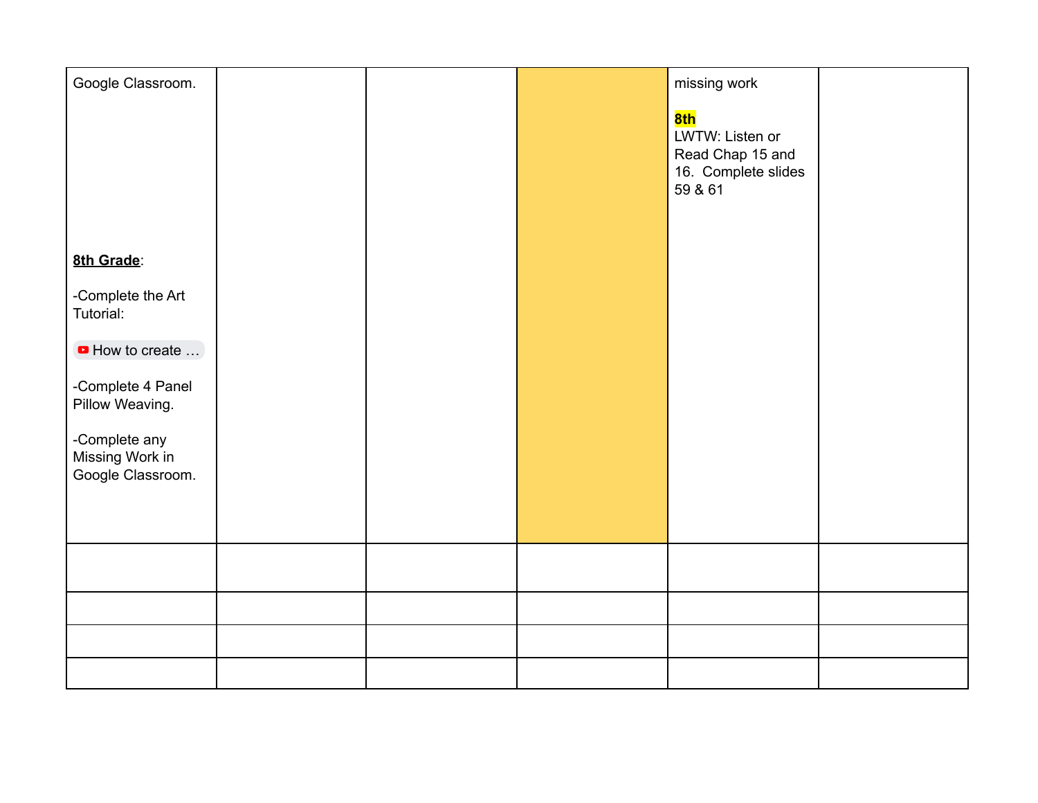| | | | | | |
|---|---|---|---|---|---|
| Google Classroom.<br><br>**8th Grade**:<br><br>-Complete the Art Tutorial:<br><br>How to create …<br><br>-Complete 4 Panel Pillow Weaving.<br><br>-Complete any Missing Work in Google Classroom. | | | | missing work<br><br>**8th**<br>LWTW: Listen or Read Chap 15 and 16. Complete slides 59 & 61 | |
| | | | | | |
| | | | | | |
| | | | | | |
| | | | | | |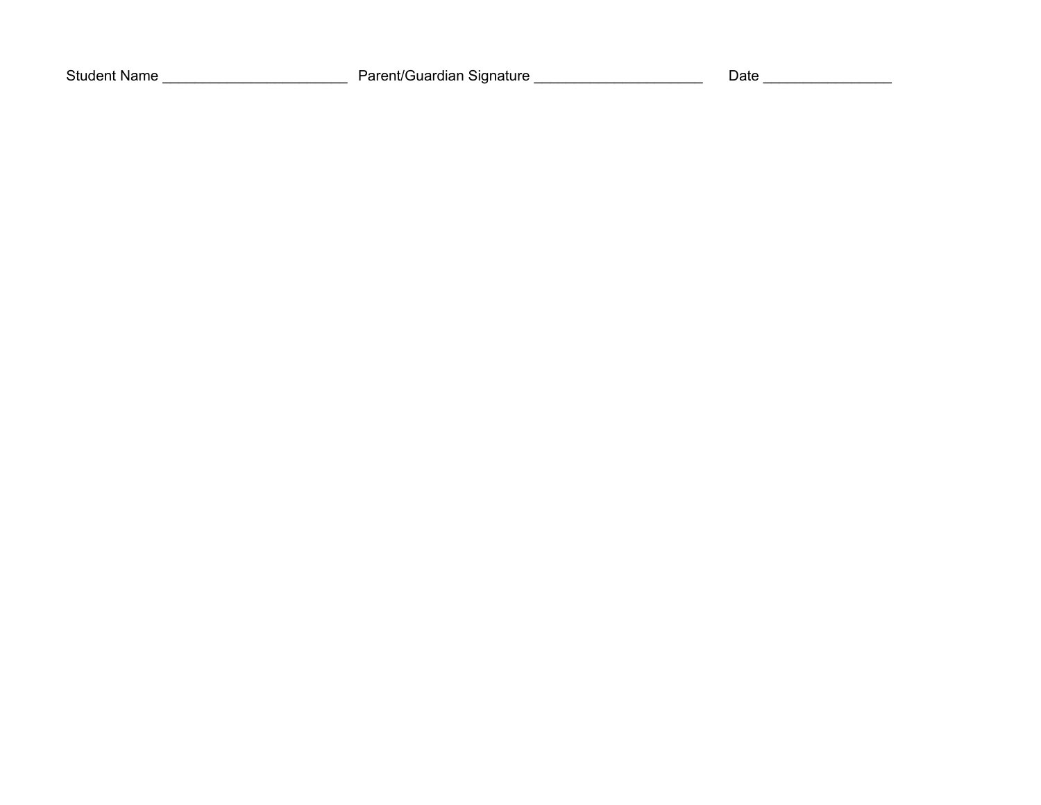Student Name _______________________ Parent/Guardian Signature _____________________ Date ________________